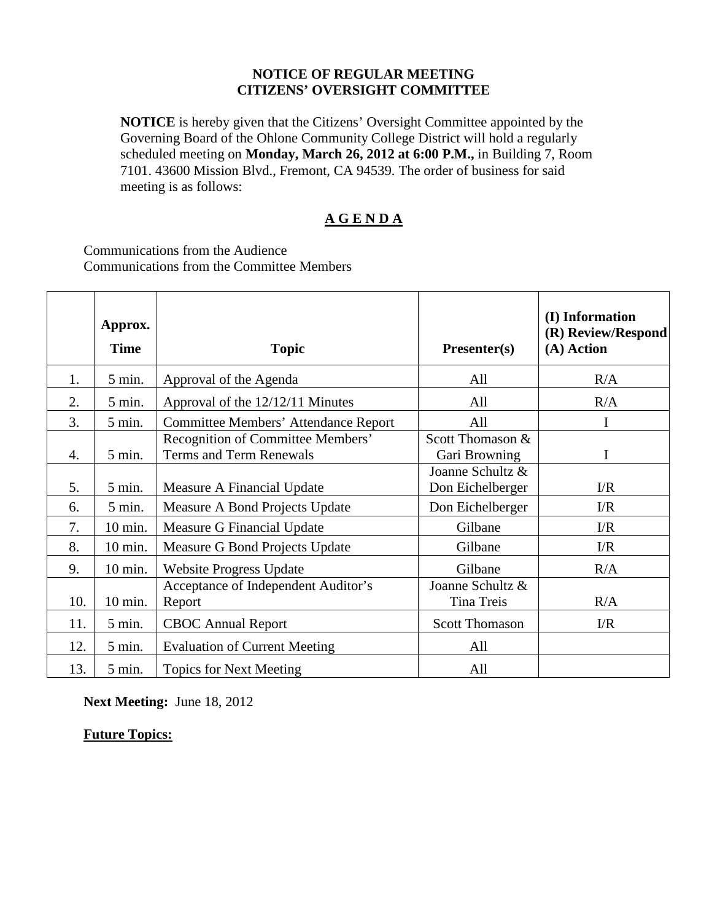**NOTICE OF REGULAR MEETING**
**CITIZENS' OVERSIGHT COMMITTEE**

**NOTICE** is hereby given that the Citizens' Oversight Committee appointed by the Governing Board of the Ohlone Community College District will hold a regularly scheduled meeting on **Monday, March 26, 2012 at 6:00 P.M.,** in Building 7, Room 7101. 43600 Mission Blvd., Fremont, CA 94539. The order of business for said meeting is as follows:

**A G E N D A**

Communications from the Audience
Communications from the Committee Members

| | Approx. Time | Topic | Presenter(s) | (I) Information (R) Review/Respond (A) Action |
|---|---|---|---|---|
| 1. | 5 min. | Approval of the Agenda | All | R/A |
| 2. | 5 min. | Approval of the 12/12/11 Minutes | All | R/A |
| 3. | 5 min. | Committee Members' Attendance Report | All | I |
| 4. | 5 min. | Recognition of Committee Members' Terms and Term Renewals | Scott Thomason & Gari Browning | I |
| 5. | 5 min. | Measure A Financial Update | Joanne Schultz & Don Eichelberger | I/R |
| 6. | 5 min. | Measure A Bond Projects Update | Don Eichelberger | I/R |
| 7. | 10 min. | Measure G Financial Update | Gilbane | I/R |
| 8. | 10 min. | Measure G Bond Projects Update | Gilbane | I/R |
| 9. | 10 min. | Website Progress Update | Gilbane | R/A |
| 10. | 10 min. | Acceptance of Independent Auditor's Report | Joanne Schultz & Tina Treis | R/A |
| 11. | 5 min. | CBOC Annual Report | Scott Thomason | I/R |
| 12. | 5 min. | Evaluation of Current Meeting | All | |
| 13. | 5 min. | Topics for Next Meeting | All | |

**Next Meeting:** June 18, 2012

**Future Topics:**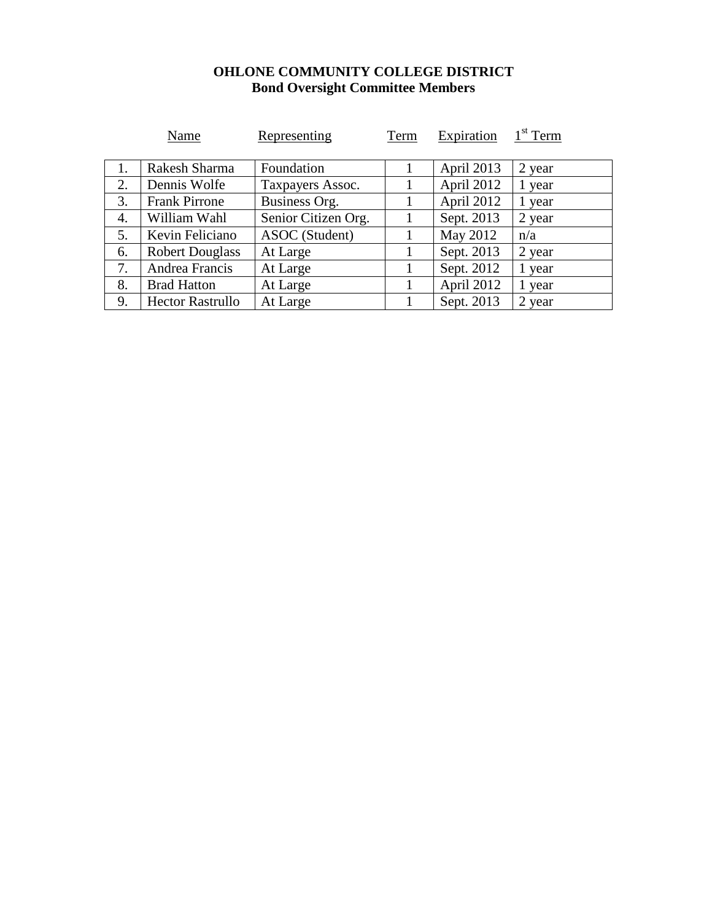**OHLONE COMMUNITY COLLEGE DISTRICT**
**Bond Oversight Committee Members**

| | Name | Representing | Term | Expiration | 1st Term |
|---|---|---|---|---|---|
| 1. | Rakesh Sharma | Foundation | 1 | April 2013 | 2 year |
| 2. | Dennis Wolfe | Taxpayers Assoc. | 1 | April 2012 | 1 year |
| 3. | Frank Pirrone | Business Org. | 1 | April 2012 | 1 year |
| 4. | William Wahl | Senior Citizen Org. | 1 | Sept. 2013 | 2 year |
| 5. | Kevin Feliciano | ASOC (Student) | 1 | May 2012 | n/a |
| 6. | Robert Douglass | At Large | 1 | Sept. 2013 | 2 year |
| 7. | Andrea Francis | At Large | 1 | Sept. 2012 | 1 year |
| 8. | Brad Hatton | At Large | 1 | April 2012 | 1 year |
| 9. | Hector Rastrullo | At Large | 1 | Sept. 2013 | 2 year |